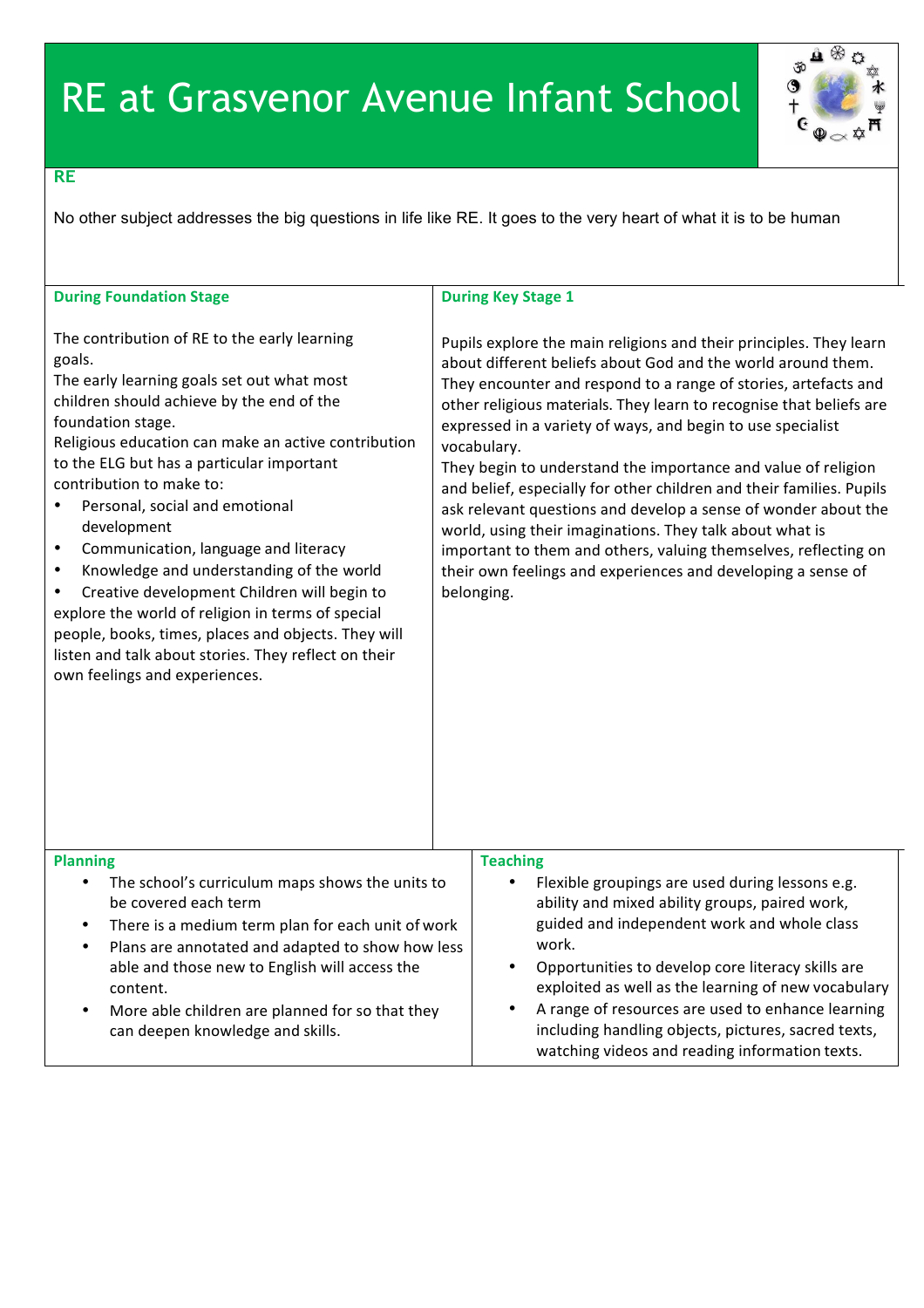# RE at Grasvenor Avenue Infant School

## RE

No other subject addresses the big questions in life like RE. It goes to the very heart of what it is to be human

### During Foundation Stage

The contribution of RE to the early learning goals.
The early learning goals set out what most children should achieve by the end of the foundation stage.
Religious education can make an active contribution to the ELG but has a particular important contribution to make to:

- Personal, social and emotional development
- Communication, language and literacy
- Knowledge and understanding of the world
- Creative development Children will begin to explore the world of religion in terms of special people, books, times, places and objects. They will listen and talk about stories. They reflect on their own feelings and experiences.

### During Key Stage 1

Pupils explore the main religions and their principles. They learn about different beliefs about God and the world around them. They encounter and respond to a range of stories, artefacts and other religious materials. They learn to recognise that beliefs are expressed in a variety of ways, and begin to use specialist vocabulary.
They begin to understand the importance and value of religion and belief, especially for other children and their families. Pupils ask relevant questions and develop a sense of wonder about the world, using their imaginations. They talk about what is important to them and others, valuing themselves, reflecting on their own feelings and experiences and developing a sense of belonging.

### Planning

- The school's curriculum maps shows the units to be covered each term
- There is a medium term plan for each unit of work
- Plans are annotated and adapted to show how less able and those new to English will access the content.
- More able children are planned for so that they can deepen knowledge and skills.

### Teaching

- Flexible groupings are used during lessons e.g. ability and mixed ability groups, paired work, guided and independent work and whole class work.
- Opportunities to develop core literacy skills are exploited as well as the learning of new vocabulary
- A range of resources are used to enhance learning including handling objects, pictures, sacred texts, watching videos and reading information texts.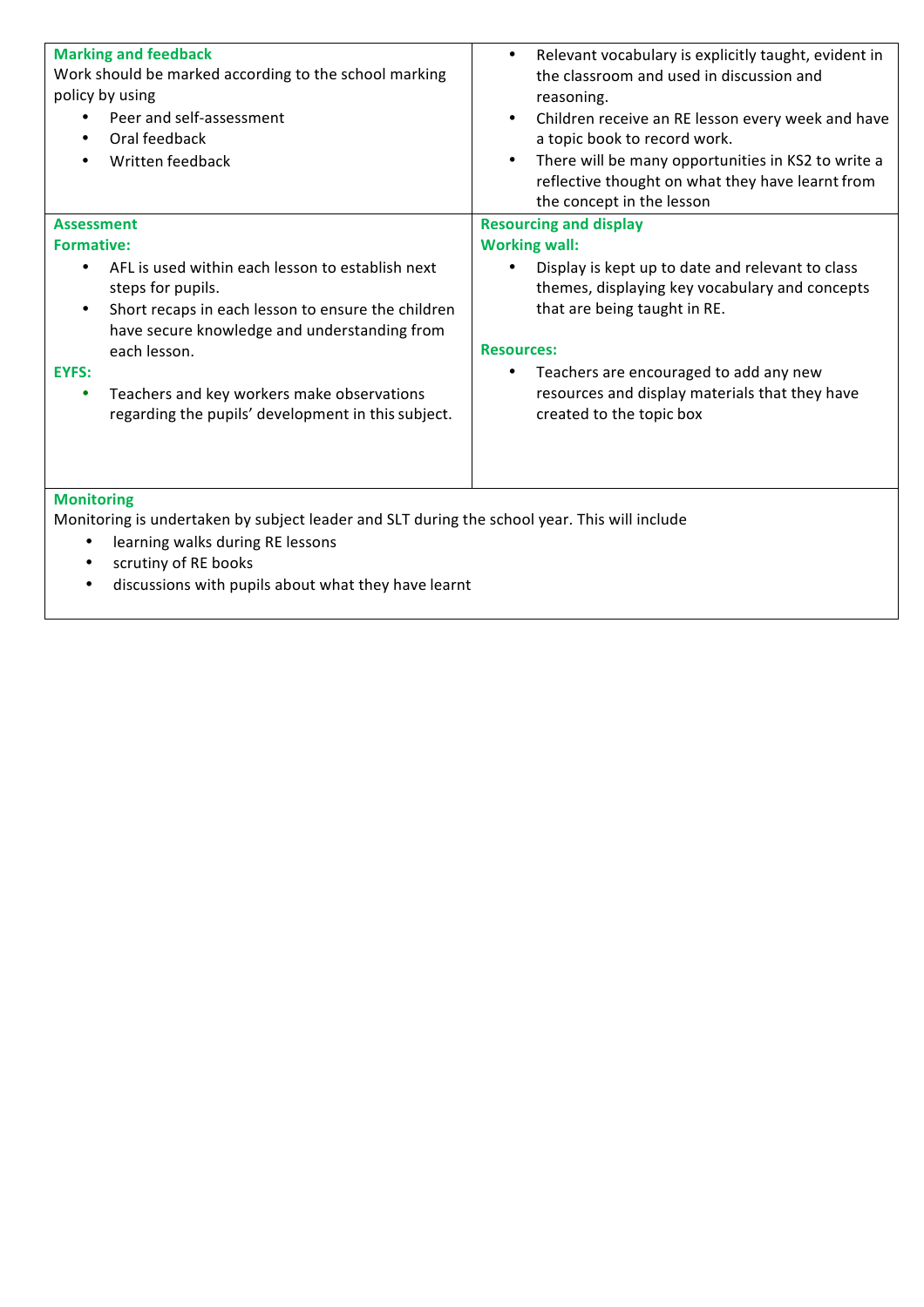**Marking and feedback**

Work should be marked according to the school marking policy by using

- Peer and self-assessment
- Oral feedback
- Written feedback

- Relevant vocabulary is explicitly taught, evident in the classroom and used in discussion and reasoning.
- Children receive an RE lesson every week and have a topic book to record work.
- There will be many opportunities in KS2 to write a reflective thought on what they have learnt from the concept in the lesson

**Assessment**

**Formative:**

- AFL is used within each lesson to establish next steps for pupils.
- Short recaps in each lesson to ensure the children have secure knowledge and understanding from each lesson.

**EYFS:**

- Teachers and key workers make observations regarding the pupils' development in this subject.

**Resourcing and display**

**Working wall:**

- Display is kept up to date and relevant to class themes, displaying key vocabulary and concepts that are being taught in RE.

**Resources:**

- Teachers are encouraged to add any new resources and display materials that they have created to the topic box

**Monitoring**

Monitoring is undertaken by subject leader and SLT during the school year. This will include

- learning walks during RE lessons
- scrutiny of RE books
- discussions with pupils about what they have learnt